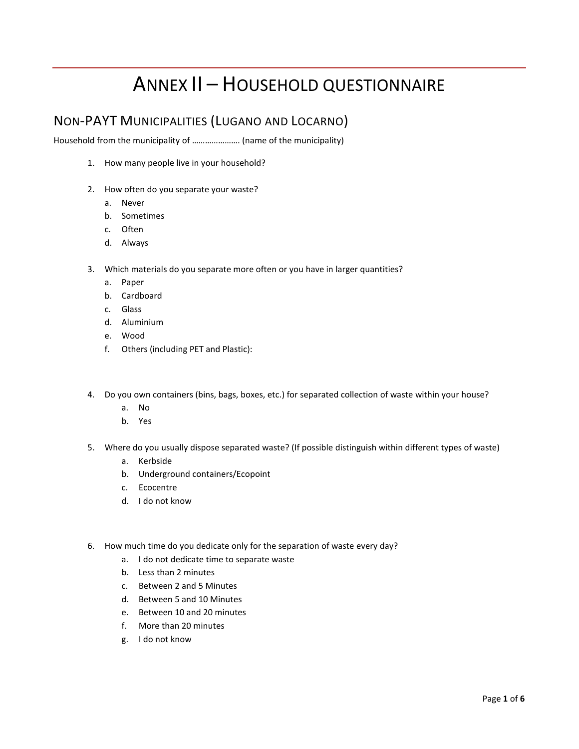# ANNEX II – HOUSEHOLD QUESTIONNAIRE

## NON-PAYT MUNICIPALITIES (LUGANO AND LOCARNO)

Household from the municipality of …………………. (name of the municipality)

1. How many people live in your household?

2. How often do you separate your waste?
   a. Never
   b. Sometimes
   c. Often
   d. Always

3. Which materials do you separate more often or you have in larger quantities?
   a. Paper
   b. Cardboard
   c. Glass
   d. Aluminium
   e. Wood
   f. Others (including PET and Plastic):

4. Do you own containers (bins, bags, boxes, etc.) for separated collection of waste within your house?
   a. No
   b. Yes

5. Where do you usually dispose separated waste? (If possible distinguish within different types of waste)
   a. Kerbside
   b. Underground containers/Ecopoint
   c. Ecocentre
   d. I do not know

6. How much time do you dedicate only for the separation of waste every day?
   a. I do not dedicate time to separate waste
   b. Less than 2 minutes
   c. Between 2 and 5 Minutes
   d. Between 5 and 10 Minutes
   e. Between 10 and 20 minutes
   f. More than 20 minutes
   g. I do not know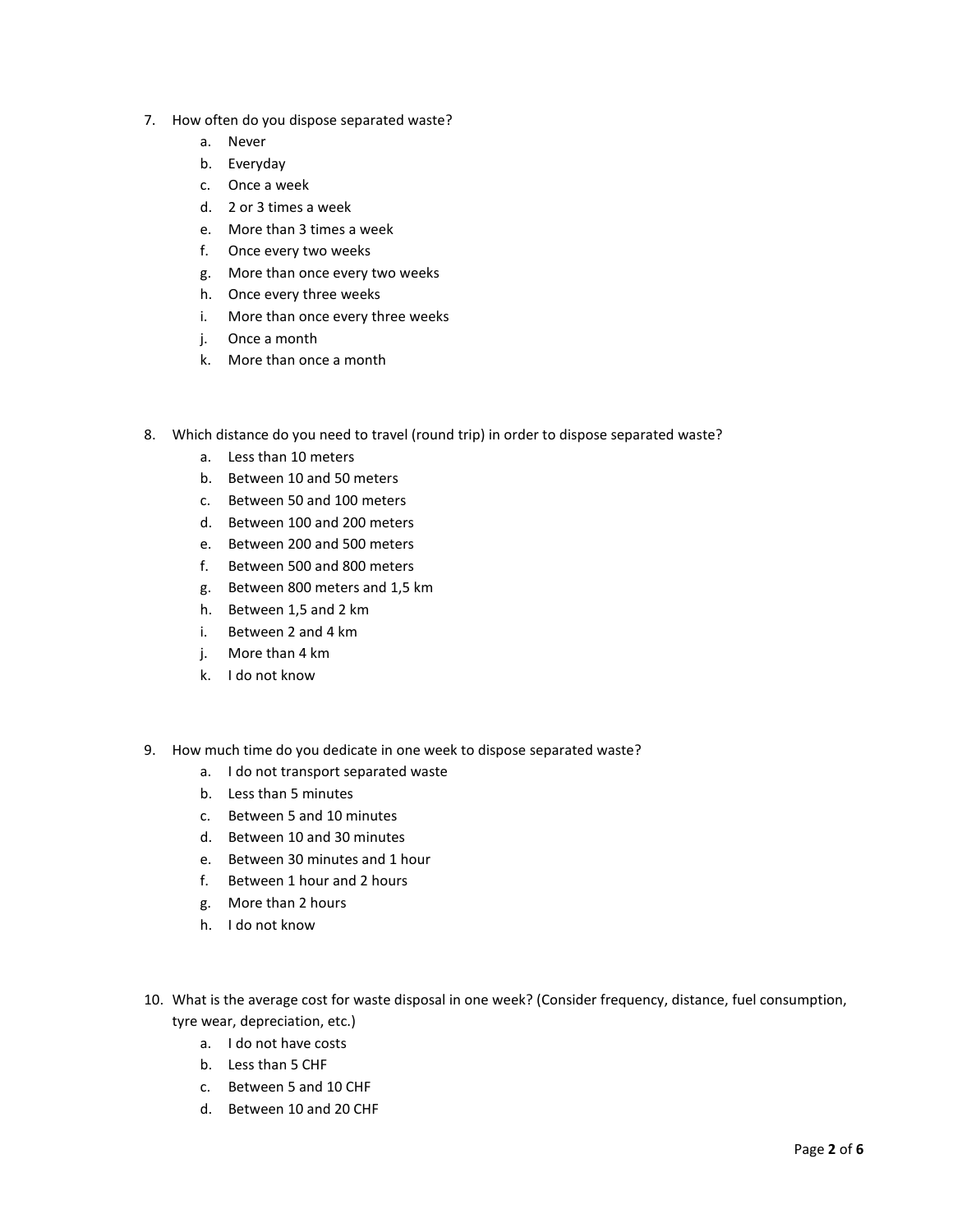7. How often do you dispose separated waste?
   a. Never
   b. Everyday
   c. Once a week
   d. 2 or 3 times a week
   e. More than 3 times a week
   f. Once every two weeks
   g. More than once every two weeks
   h. Once every three weeks
   i. More than once every three weeks
   j. Once a month
   k. More than once a month

8. Which distance do you need to travel (round trip) in order to dispose separated waste?
   a. Less than 10 meters
   b. Between 10 and 50 meters
   c. Between 50 and 100 meters
   d. Between 100 and 200 meters
   e. Between 200 and 500 meters
   f. Between 500 and 800 meters
   g. Between 800 meters and 1,5 km
   h. Between 1,5 and 2 km
   i. Between 2 and 4 km
   j. More than 4 km
   k. I do not know

9. How much time do you dedicate in one week to dispose separated waste?
   a. I do not transport separated waste
   b. Less than 5 minutes
   c. Between 5 and 10 minutes
   d. Between 10 and 30 minutes
   e. Between 30 minutes and 1 hour
   f. Between 1 hour and 2 hours
   g. More than 2 hours
   h. I do not know

10. What is the average cost for waste disposal in one week? (Consider frequency, distance, fuel consumption, tyre wear, depreciation, etc.)
    a. I do not have costs
    b. Less than 5 CHF
    c. Between 5 and 10 CHF
    d. Between 10 and 20 CHF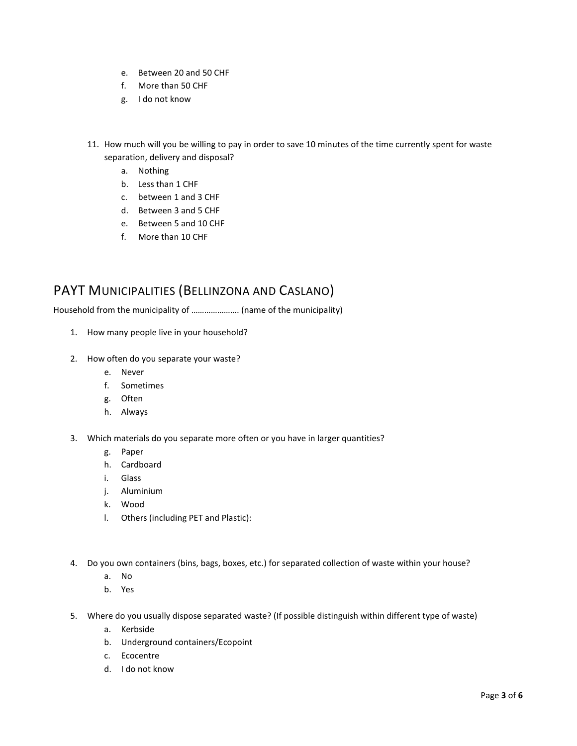e. Between 20 and 50 CHF
f. More than 50 CHF
g. I do not know

11. How much will you be willing to pay in order to save 10 minutes of the time currently spent for waste separation, delivery and disposal?
    a. Nothing
    b. Less than 1 CHF
    c. between 1 and 3 CHF
    d. Between 3 and 5 CHF
    e. Between 5 and 10 CHF
    f. More than 10 CHF

## PAYT Municipalities (Bellinzona and Caslano)

Household from the municipality of …………………. (name of the municipality)

1. How many people live in your household?

2. How often do you separate your waste?
    e. Never
    f. Sometimes
    g. Often
    h. Always

3. Which materials do you separate more often or you have in larger quantities?
    g. Paper
    h. Cardboard
    i. Glass
    j. Aluminium
    k. Wood
    l. Others (including PET and Plastic):

4. Do you own containers (bins, bags, boxes, etc.) for separated collection of waste within your house?
    a. No
    b. Yes

5. Where do you usually dispose separated waste? (If possible distinguish within different type of waste)
    a. Kerbside
    b. Underground containers/Ecopoint
    c. Ecocentre
    d. I do not know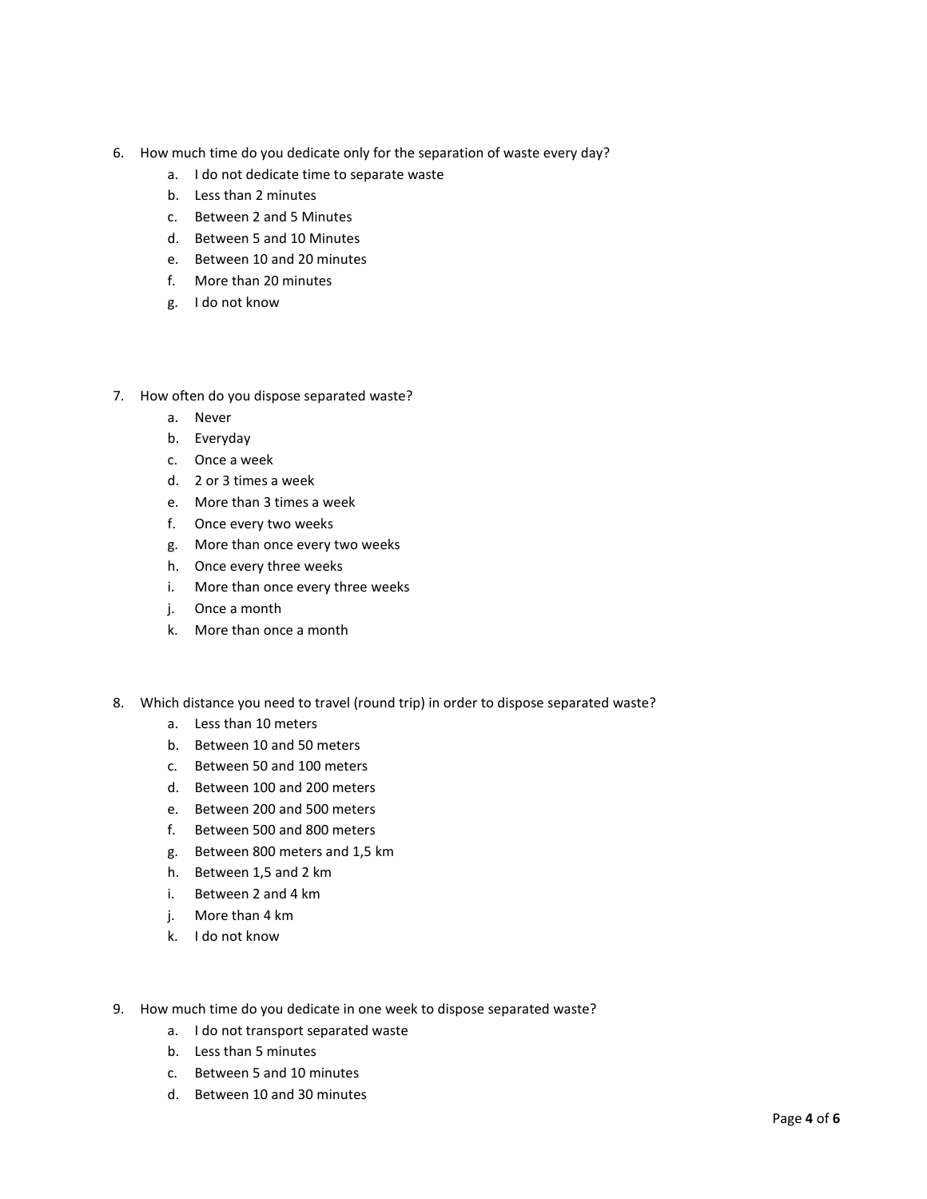6. How much time do you dedicate only for the separation of waste every day?
    a. I do not dedicate time to separate waste
    b. Less than 2 minutes
    c. Between 2 and 5 Minutes
    d. Between 5 and 10 Minutes
    e. Between 10 and 20 minutes
    f. More than 20 minutes
    g. I do not know

7. How often do you dispose separated waste?
    a. Never
    b. Everyday
    c. Once a week
    d. 2 or 3 times a week
    e. More than 3 times a week
    f. Once every two weeks
    g. More than once every two weeks
    h. Once every three weeks
    i. More than once every three weeks
    j. Once a month
    k. More than once a month

8. Which distance you need to travel (round trip) in order to dispose separated waste?
    a. Less than 10 meters
    b. Between 10 and 50 meters
    c. Between 50 and 100 meters
    d. Between 100 and 200 meters
    e. Between 200 and 500 meters
    f. Between 500 and 800 meters
    g. Between 800 meters and 1,5 km
    h. Between 1,5 and 2 km
    i. Between 2 and 4 km
    j. More than 4 km
    k. I do not know

9. How much time do you dedicate in one week to dispose separated waste?
    a. I do not transport separated waste
    b. Less than 5 minutes
    c. Between 5 and 10 minutes
    d. Between 10 and 30 minutes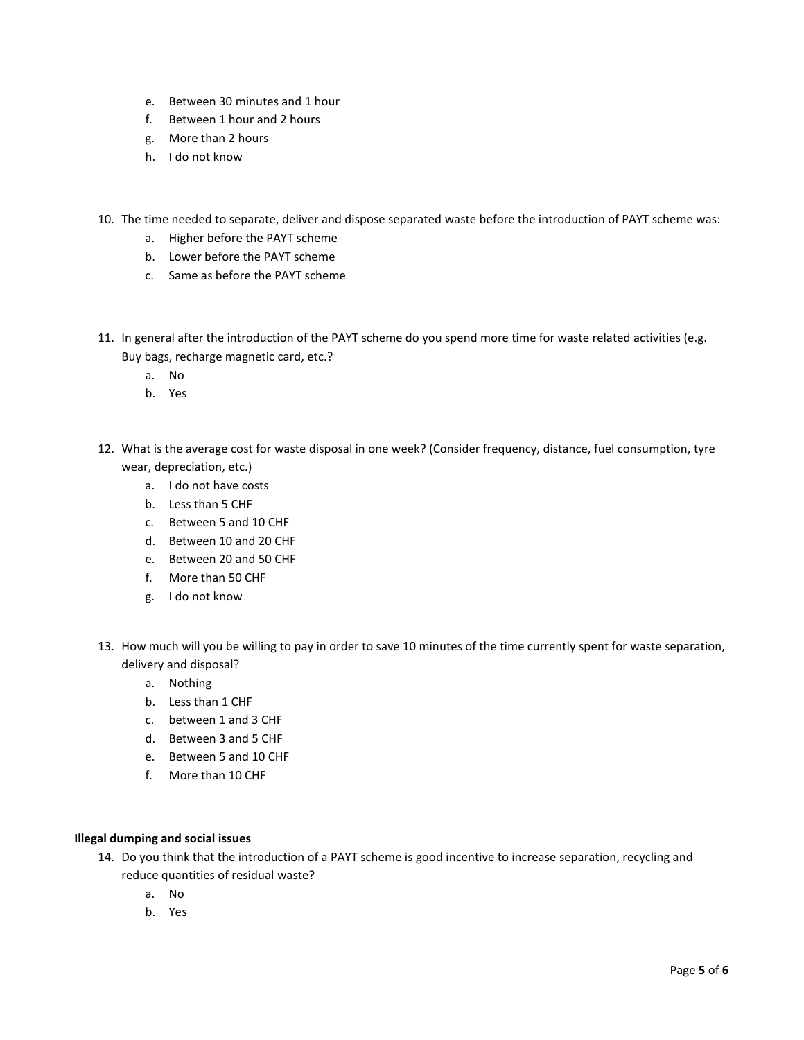e. Between 30 minutes and 1 hour
f. Between 1 hour and 2 hours
g. More than 2 hours
h. I do not know

10. The time needed to separate, deliver and dispose separated waste before the introduction of PAYT scheme was:
    a. Higher before the PAYT scheme
    b. Lower before the PAYT scheme
    c. Same as before the PAYT scheme

11. In general after the introduction of the PAYT scheme do you spend more time for waste related activities (e.g. Buy bags, recharge magnetic card, etc.?
    a. No
    b. Yes

12. What is the average cost for waste disposal in one week? (Consider frequency, distance, fuel consumption, tyre wear, depreciation, etc.)
    a. I do not have costs
    b. Less than 5 CHF
    c. Between 5 and 10 CHF
    d. Between 10 and 20 CHF
    e. Between 20 and 50 CHF
    f. More than 50 CHF
    g. I do not know

13. How much will you be willing to pay in order to save 10 minutes of the time currently spent for waste separation, delivery and disposal?
    a. Nothing
    b. Less than 1 CHF
    c. between 1 and 3 CHF
    d. Between 3 and 5 CHF
    e. Between 5 and 10 CHF
    f. More than 10 CHF

**Illegal dumping and social issues**

14. Do you think that the introduction of a PAYT scheme is good incentive to increase separation, recycling and reduce quantities of residual waste?
    a. No
    b. Yes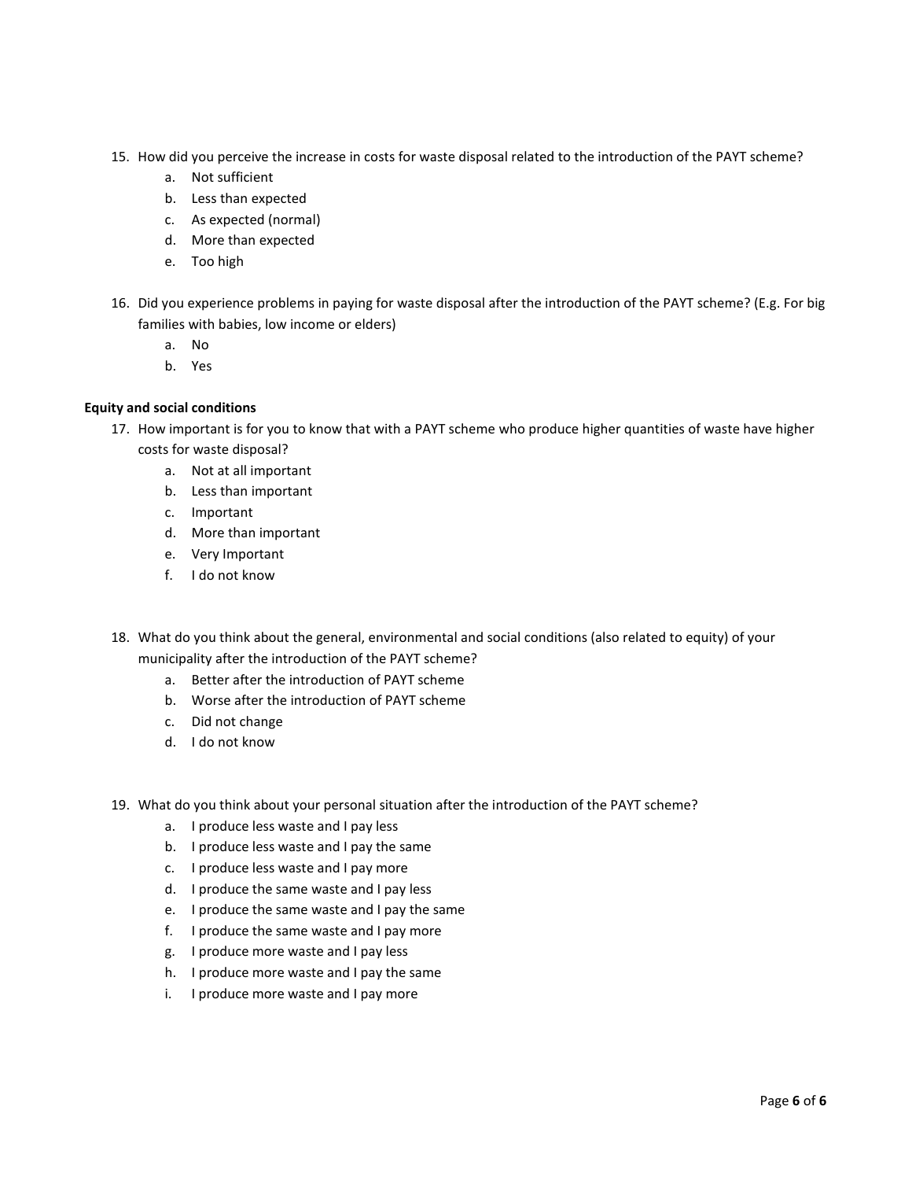15. How did you perceive the increase in costs for waste disposal related to the introduction of the PAYT scheme?
    a. Not sufficient
    b. Less than expected
    c. As expected (normal)
    d. More than expected
    e. Too high

16. Did you experience problems in paying for waste disposal after the introduction of the PAYT scheme? (E.g. For big families with babies, low income or elders)
    a. No
    b. Yes

**Equity and social conditions**

17. How important is for you to know that with a PAYT scheme who produce higher quantities of waste have higher costs for waste disposal?
    a. Not at all important
    b. Less than important
    c. Important
    d. More than important
    e. Very Important
    f. I do not know

18. What do you think about the general, environmental and social conditions (also related to equity) of your municipality after the introduction of the PAYT scheme?
    a. Better after the introduction of PAYT scheme
    b. Worse after the introduction of PAYT scheme
    c. Did not change
    d. I do not know

19. What do you think about your personal situation after the introduction of the PAYT scheme?
    a. I produce less waste and I pay less
    b. I produce less waste and I pay the same
    c. I produce less waste and I pay more
    d. I produce the same waste and I pay less
    e. I produce the same waste and I pay the same
    f. I produce the same waste and I pay more
    g. I produce more waste and I pay less
    h. I produce more waste and I pay the same
    i. I produce more waste and I pay more